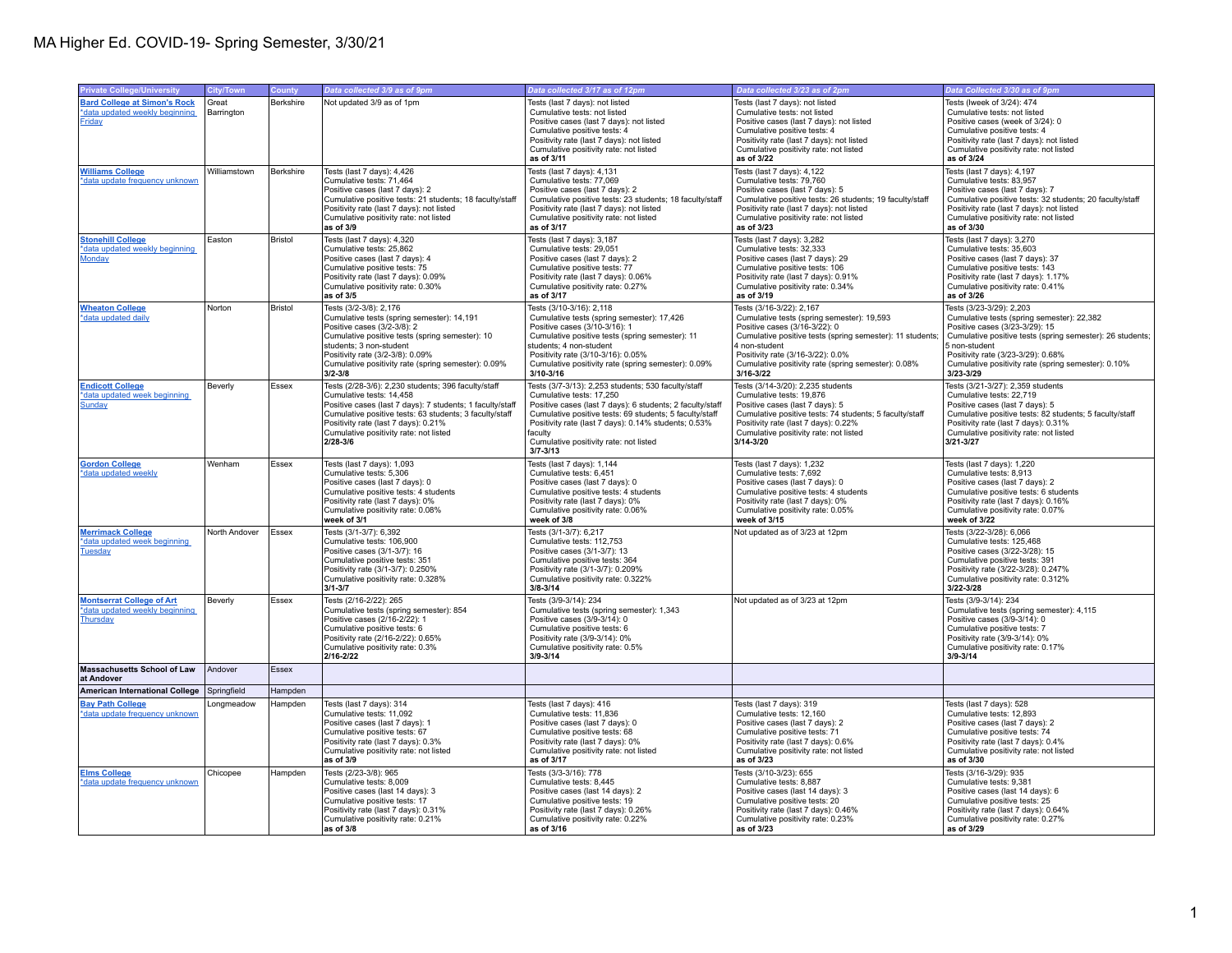# MA Higher Ed. COVID-19- Spring Semester, 3/30/21

| Private College/University | City/Town | County | Data collected 3/9 as of 9pm | Data collected 3/17 as of 12pm | Data collected 3/23 as of 2pm | Data Collected 3/30 as of 9pm |
|---|---|---|---|---|---|---|
| **Bard College at Simon's Rock**<br>*data updated weekly beginning Friday | Great Barrington | Berkshire | Not updated 3/9 as of 1pm | Tests (last 7 days): not listed<br>Cumulative tests: not listed<br>Positive cases (last 7 days): not listed<br>Cumulative positive tests: 4<br>Positivity rate (last 7 days): not listed<br>Cumulative positivity rate: not listed<br>**as of 3/11** | Tests (last 7 days): not listed<br>Cumulative tests: not listed<br>Positive cases (last 7 days): not listed<br>Cumulative positive tests: 4<br>Positivity rate (last 7 days): not listed<br>Cumulative positivity rate: not listed<br>**as of 3/22** | Tests (week of 3/24): 474<br>Cumulative tests: not listed<br>Positive cases (week of 3/24): 0<br>Cumulative positive tests: 4<br>Positivity rate (last 7 days): not listed<br>Cumulative positivity rate: not listed<br>**as of 3/24** |
| **Williams College**<br>*data update frequency unknown | Williamstown | Berkshire | Tests (last 7 days): 4,426<br>Cumulative tests: 71,464<br>Positive cases (last 7 days): 2<br>Cumulative positive tests: 21 students; 18 faculty/staff<br>Positivity rate (last 7 days): not listed<br>Cumulative positivity rate: not listed<br>**as of 3/9** | Tests (last 7 days): 4,131<br>Cumulative tests: 77,069<br>Positive cases (last 7 days): 2<br>Cumulative positive tests: 23 students; 18 faculty/staff<br>Positivity rate (last 7 days): not listed<br>Cumulative positivity rate: not listed<br>**as of 3/17** | Tests (last 7 days): 4,122<br>Cumulative tests: 79,760<br>Positive cases (last 7 days): 5<br>Cumulative positive tests: 26 students; 19 faculty/staff<br>Positivity rate (last 7 days): not listed<br>Cumulative positivity rate: not listed<br>**as of 3/23** | Tests (last 7 days): 4,197<br>Cumulative tests: 83,957<br>Positive cases (last 7 days): 7<br>Cumulative positive tests: 32 students; 20 faculty/staff<br>Positivity rate (last 7 days): not listed<br>Cumulative positivity rate: not listed<br>**as of 3/30** |
| **Stonehill College**<br>*data updated weekly beginning Monday | Easton | Bristol | Tests (last 7 days): 4,320<br>Cumulative tests: 25,862<br>Positive cases (last 7 days): 4<br>Cumulative positive tests: 75<br>Positivity rate (last 7 days): 0.09%<br>Cumulative positivity rate: 0.30%<br>**as of 3/5** | Tests (last 7 days): 3,187<br>Cumulative tests: 29,051<br>Positive cases (last 7 days): 2<br>Cumulative positive tests: 77<br>Positivity rate (last 7 days): 0.06%<br>Cumulative positivity rate: 0.27%<br>**as of 3/17** | Tests (last 7 days): 3,282<br>Cumulative tests: 32,333<br>Positive cases (last 7 days): 29<br>Cumulative positive tests: 106<br>Positivity rate (last 7 days): 0.91%<br>Cumulative positivity rate: 0.34%<br>**as of 3/19** | Tests (last 7 days): 3,270<br>Cumulative tests: 35,603<br>Positive cases (last 7 days): 37<br>Cumulative positive tests: 143<br>Positivity rate (last 7 days): 1.17%<br>Cumulative positivity rate: 0.41%<br>**as of 3/26** |
| **Wheaton College**<br>*data updated daily | Norton | Bristol | Tests (3/2-3/8): 2,176<br>Cumulative tests (spring semester): 14,191<br>Positive cases (3/2-3/8): 2<br>Cumulative positive tests (spring semester): 10 students; 3 non-student<br>Positivity rate (3/2-3/8): 0.09%<br>Cumulative positivity rate (spring semester): 0.09%<br>**3/2-3/8** | Tests (3/10-3/16): 2,118<br>Cumulative tests (spring semester): 17,426<br>Positive cases (3/10-3/16): 1<br>Cumulative positive tests (spring semester): 11 students; 4 non-student<br>Positivity rate (3/10-3/16): 0.05%<br>Cumulative positivity rate (spring semester): 0.09%<br>**3/10-3/16** | Tests (3/16-3/22): 2,167<br>Cumulative tests (spring semester): 19,593<br>Positive cases (3/16-3/22): 0<br>Cumulative positive tests (spring semester): 11 students; 4 non-student<br>Positivity rate (3/16-3/22): 0.0%<br>Cumulative positivity rate (spring semester): 0.08%<br>**3/16-3/22** | Tests (3/23-3/29): 2,203<br>Cumulative tests (spring semester): 22,382<br>Positive cases (3/23-3/29): 15<br>Cumulative positive tests (spring semester): 26 students; 5 non-student<br>Positivity rate (3/23-3/29): 0.68%<br>Cumulative positivity rate (spring semester): 0.10%<br>**3/23-3/29** |
| **Endicott College**<br>*data updated week beginning Sunday | Beverly | Essex | Tests (2/28-3/6): 2,230 students; 396 faculty/staff<br>Cumulative tests: 14,458<br>Positive cases (last 7 days): 7 students; 1 faculty/staff<br>Cumulative positive tests: 63 students; 3 faculty/staff<br>Positivity rate (last 7 days): 0.21%<br>Cumulative positivity rate: not listed<br>**2/28-3/6** | Tests (3/7-3/13): 2,253 students; 530 faculty/staff<br>Cumulative tests: 17,250<br>Positive cases (last 7 days): 6 students; 2 faculty/staff<br>Cumulative positive tests: 69 students; 5 faculty/staff<br>Positivity rate (last 7 days): 0.14% students; 0.53% faculty<br>Cumulative positivity rate: not listed<br>**3/7-3/13** | Tests (3/14-3/20): 2,235 students<br>Cumulative tests: 19,876<br>Positive cases (last 7 days): 5<br>Cumulative positive tests: 74 students; 5 faculty/staff<br>Positivity rate (last 7 days): 0.22%<br>Cumulative positivity rate: not listed<br>**3/14-3/20** | Tests (3/21-3/27): 2,359 students<br>Cumulative tests: 22,719<br>Positive cases (last 7 days): 5<br>Cumulative positive tests: 82 students; 5 faculty/staff<br>Positivity rate (last 7 days): 0.31%<br>Cumulative positivity rate: not listed<br>**3/21-3/27** |
| **Gordon College**<br>*data updated weekly | Wenham | Essex | Tests (last 7 days): 1,093<br>Cumulative tests: 5,306<br>Positive cases (last 7 days): 0<br>Cumulative positive tests: 4 students<br>Positivity rate (last 7 days): 0%<br>Cumulative positivity rate: 0.08%<br>**week of 3/1** | Tests (last 7 days): 1,144<br>Cumulative tests: 6,451<br>Positive cases (last 7 days): 0<br>Cumulative positive tests: 4 students<br>Positivity rate (last 7 days): 0%<br>Cumulative positivity rate: 0.06%<br>**week of 3/8** | Tests (last 7 days): 1,232<br>Cumulative tests: 7,692<br>Positive cases (last 7 days): 0<br>Cumulative positive tests: 4 students<br>Positivity rate (last 7 days): 0%<br>Cumulative positivity rate: 0.05%<br>**week of 3/15** | Tests (last 7 days): 1,220<br>Cumulative tests: 8,913<br>Positive cases (last 7 days): 2<br>Cumulative positive tests: 6 students<br>Positivity rate (last 7 days): 0.16%<br>Cumulative positivity rate: 0.07%<br>**week of 3/22** |
| **Merrimack College**<br>*data updated week beginning Tuesday | North Andover | Essex | Tests (3/1-3/7): 6,392<br>Cumulative tests: 106,900<br>Positive cases (3/1-3/7): 16<br>Cumulative positive tests: 351<br>Positivity rate (3/1-3/7): 0.250%<br>Cumulative positivity rate: 0.328%<br>**3/1-3/7** | Tests (3/1-3/7): 6,217<br>Cumulative tests: 112,753<br>Positive cases (3/1-3/7): 13<br>Cumulative positive tests: 364<br>Positivity rate (3/1-3/7): 0.209%<br>Cumulative positivity rate: 0.322%<br>**3/8-3/14** | Not updated as of 3/23 at 12pm | Tests (3/22-3/28): 6,066<br>Cumulative tests: 125,468<br>Positive cases (3/22-3/28): 15<br>Cumulative positive tests: 391<br>Positivity rate (3/22-3/28): 0.247%<br>Cumulative positivity rate: 0.312%<br>**3/22-3/28** |
| **Montserrat College of Art**<br>*data updated weekly beginning Thursday | Beverly | Essex | Tests (2/16-2/22): 265<br>Cumulative tests (spring semester): 854<br>Positive cases (2/16-2/22): 1<br>Cumulative positive tests: 6<br>Positivity rate (2/16-2/22): 0.65%<br>Cumulative positivity rate: 0.3%<br>**2/16-2/22** | Tests (3/9-3/14): 234<br>Cumulative tests (spring semester): 1,343<br>Positive cases (3/9-3/14): 0<br>Cumulative positive tests: 6<br>Positivity rate (3/9-3/14): 0%<br>Cumulative positivity rate: 0.5%<br>**3/9-3/14** | Not updated as of 3/23 at 12pm | Tests (3/9-3/14): 234<br>Cumulative tests (spring semester): 4,115<br>Positive cases (3/9-3/14): 0<br>Cumulative positive tests: 7<br>Positivity rate (3/9-3/14): 0%<br>Cumulative positivity rate: 0.17%<br>**3/9-3/14** |
| **Massachusetts School of Law at Andover** | Andover | Essex | | | | |
| **American International College** | Springfield | Hampden | | | | |
| **Bay Path College**<br>*data update frequency unknown | Longmeadow | Hampden | Tests (last 7 days): 314<br>Cumulative tests: 11,092<br>Positive cases (last 7 days): 1<br>Cumulative positive tests: 67<br>Positivity rate (last 7 days): 0.3%<br>Cumulative positivity rate: not listed<br>**as of 3/9** | Tests (last 7 days): 416<br>Cumulative tests: 11,836<br>Positive cases (last 7 days): 0<br>Cumulative positive tests: 68<br>Positivity rate (last 7 days): 0%<br>Cumulative positivity rate: not listed<br>**as of 3/17** | Tests (last 7 days): 319<br>Cumulative tests: 12,160<br>Positive cases (last 7 days): 2<br>Cumulative positive tests: 71<br>Positivity rate (last 7 days): 0.6%<br>Cumulative positivity rate: not listed<br>**as of 3/23** | Tests (last 7 days): 528<br>Cumulative tests: 12,893<br>Positive cases (last 7 days): 2<br>Cumulative positive tests: 74<br>Positivity rate (last 7 days): 0.4%<br>Cumulative positivity rate: not listed<br>**as of 3/30** |
| **Elms College**<br>*data update frequency unknown | Chicopee | Hampden | Tests (2/23-3/8): 965<br>Cumulative tests: 8,009<br>Positive cases (last 14 days): 3<br>Cumulative positive tests: 17<br>Positivity rate (last 7 days): 0.31%<br>Cumulative positivity rate: 0.21%<br>**as of 3/8** | Tests (3/3-3/16): 778<br>Cumulative tests: 8,445<br>Positive cases (last 14 days): 2<br>Cumulative positive tests: 19<br>Positivity rate (last 7 days): 0.26%<br>Cumulative positivity rate: 0.22%<br>**as of 3/16** | Tests (3/10-3/23): 655<br>Cumulative tests: 8,887<br>Positive cases (last 14 days): 3<br>Cumulative positive tests: 20<br>Positivity rate (last 7 days): 0.46%<br>Cumulative positivity rate: 0.23%<br>**as of 3/23** | Tests (3/16-3/29): 935<br>Cumulative tests: 9,381<br>Positive cases (last 14 days): 6<br>Cumulative positive tests: 25<br>Positivity rate (last 7 days): 0.64%<br>Cumulative positivity rate: 0.27%<br>**as of 3/29** |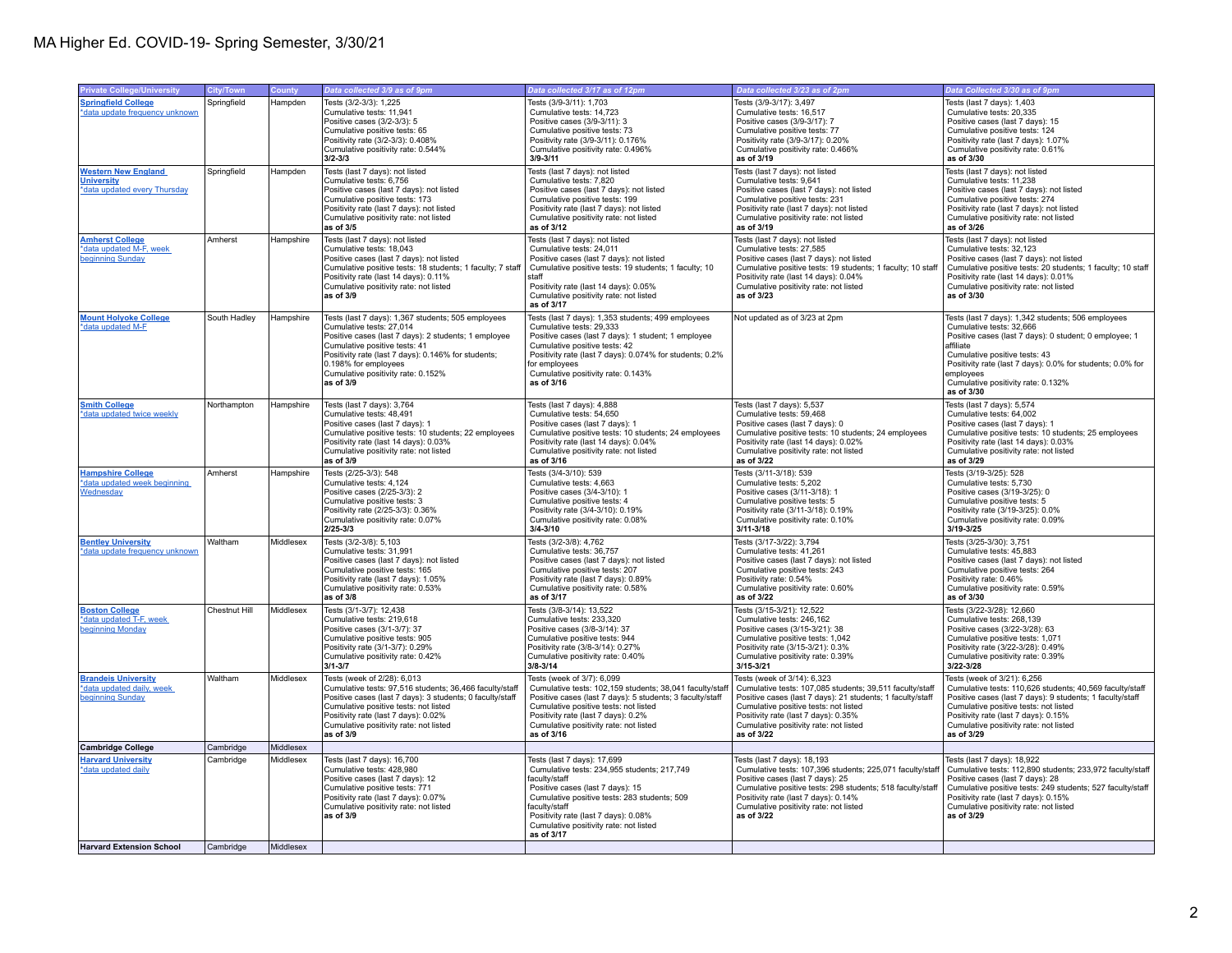# MA Higher Ed. COVID-19- Spring Semester, 3/30/21

| Private College/University | City/Town | County | Data collected 3/9 as of 9pm | Data collected 3/17 as of 12pm | Data collected 3/23 as of 2pm | Data Collected 3/30 as of 9pm |
|---|---|---|---|---|---|---|
| **Springfield College** *data update frequency unknown | Springfield | Hampden | Tests (3/2-3/3): 1,225<br>Cumulative tests: 11,941<br>Positive cases (3/2-3/3): 5<br>Cumulative positive tests: 65<br>Positivity rate (3/2-3/3): 0.408%<br>Cumulative positivity rate: 0.544%<br>**3/2-3/3** | Tests (3/9-3/11): 1,703<br>Cumulative tests: 14,723<br>Positive cases (3/9-3/11): 3<br>Cumulative positive tests: 73<br>Positivity rate (3/9-3/11): 0.176%<br>Cumulative positivity rate: 0.496%<br>**3/9-3/11** | Tests (3/9-3/17): 3,497<br>Cumulative tests: 16,517<br>Positive cases (3/9-3/17): 7<br>Cumulative positive tests: 77<br>Positivity rate (3/9-3/17): 0.20%<br>Cumulative positivity rate: 0.466%<br>**as of 3/19** | Tests (last 7 days): 1,403<br>Cumulative tests: 20,335<br>Positive cases (last 7 days): 15<br>Cumulative positive tests: 124<br>Positivity rate (last 7 days): 1.07%<br>Cumulative positivity rate: 0.61%<br>**as of 3/30** |
| **Western New England University** *data updated every Thursday | Springfield | Hampden | Tests (last 7 days): not listed<br>Cumulative tests: 6,756<br>Positive cases (last 7 days): not listed<br>Cumulative positive tests: 173<br>Positivity rate (last 7 days): not listed<br>Cumulative positivity rate: not listed<br>**as of 3/5** | Tests (last 7 days): not listed<br>Cumulative tests: 7,820<br>Positive cases (last 7 days): not listed<br>Cumulative positive tests: 199<br>Positivity rate (last 7 days): not listed<br>Cumulative positivity rate: not listed<br>**as of 3/12** | Tests (last 7 days): not listed<br>Cumulative tests: 9,641<br>Positive cases (last 7 days): not listed<br>Cumulative positive tests: 231<br>Positivity rate (last 7 days): not listed<br>Cumulative positivity rate: not listed<br>**as of 3/19** | Tests (last 7 days): not listed<br>Cumulative tests: 11,238<br>Positive cases (last 7 days): not listed<br>Cumulative positive tests: 274<br>Positivity rate (last 7 days): not listed<br>Cumulative positivity rate: not listed<br>**as of 3/26** |
| **Amherst College** *data updated M-F, week beginning Sunday | Amherst | Hampshire | Tests (last 7 days): not listed<br>Cumulative tests: 18,043<br>Positive cases (last 7 days): not listed<br>Cumulative positive tests: 18 students; 1 faculty; 7 staff<br>Positivity rate (last 14 days): 0.11%<br>Cumulative positivity rate: not listed<br>**as of 3/9** | Tests (last 7 days): not listed<br>Cumulative tests: 24,011<br>Positive cases (last 7 days): not listed<br>Cumulative positive tests: 19 students; 1 faculty; 10 staff<br>Positivity rate (last 14 days): 0.05%<br>Cumulative positivity rate: not listed<br>**as of 3/17** | Tests (last 7 days): not listed<br>Cumulative tests: 27,585<br>Positive cases (last 7 days): not listed<br>Cumulative positive tests: 19 students; 1 faculty; 10 staff<br>Positivity rate (last 14 days): 0.04%<br>Cumulative positivity rate: not listed<br>**as of 3/23** | Tests (last 7 days): not listed<br>Cumulative tests: 32,123<br>Positive cases (last 7 days): not listed<br>Cumulative positive tests: 20 students; 1 faculty; 10 staff<br>Positivity rate (last 14 days): 0.01%<br>Cumulative positivity rate: not listed<br>**as of 3/30** |
| **Mount Holyoke College** *data updated M-F | South Hadley | Hampshire | Tests (last 7 days): 1,367 students; 505 employees<br>Cumulative tests: 27,014<br>Positive cases (last 7 days): 2 students; 1 employee<br>Cumulative positive tests: 41<br>Positivity rate (last 7 days): 0.146% for students; 0.198% for employees<br>Cumulative positivity rate: 0.152%<br>**as of 3/9** | Tests (last 7 days): 1,353 students; 499 employees<br>Cumulative tests: 29,333<br>Positive cases (last 7 days): 1 student; 1 employee<br>Cumulative positive tests: 42<br>Positivity rate (last 7 days): 0.074% for students; 0.2% for employees<br>Cumulative positivity rate: 0.143%<br>**as of 3/16** | Not updated as of 3/23 at 2pm | Tests (last 7 days): 1,342 students; 506 employees<br>Cumulative tests: 32,666<br>Positive cases (last 7 days): 0 student; 0 employee; 1 affiliate<br>Cumulative positive tests: 43<br>Positivity rate (last 7 days): 0.0% for students; 0.0% for employees<br>Cumulative positivity rate: 0.132%<br>**as of 3/30** |
| **Smith College** *data updated twice weekly | Northampton | Hampshire | Tests (last 7 days): 3,764<br>Cumulative tests: 48,491<br>Positive cases (last 7 days): 1<br>Cumulative positive tests: 10 students; 22 employees<br>Positivity rate (last 14 days): 0.03%<br>Cumulative positivity rate: not listed<br>**as of 3/9** | Tests (last 7 days): 4,888<br>Cumulative tests: 54,650<br>Positive cases (last 7 days): 1<br>Cumulative positive tests: 10 students; 24 employees<br>Positivity rate (last 14 days): 0.04%<br>Cumulative positivity rate: not listed<br>**as of 3/16** | Tests (last 7 days): 5,537<br>Cumulative tests: 59,468<br>Positive cases (last 7 days): 0<br>Cumulative positive tests: 10 students; 24 employees<br>Positivity rate (last 14 days): 0.02%<br>Cumulative positivity rate: not listed<br>**as of 3/22** | Tests (last 7 days): 5,574<br>Cumulative tests: 64,002<br>Positive cases (last 7 days): 1<br>Cumulative positive tests: 10 students; 25 employees<br>Positivity rate (last 14 days): 0.03%<br>Cumulative positivity rate: not listed<br>**as of 3/29** |
| **Hampshire College** *data updated week beginning Wednesday | Amherst | Hampshire | Tests (2/25-3/3): 548<br>Cumulative tests: 4,124<br>Positive cases (2/25-3/3): 2<br>Cumulative positive tests: 3<br>Positivity rate (2/25-3/3): 0.36%<br>Cumulative positivity rate: 0.07%<br>**2/25-3/3** | Tests (3/4-3/10): 539<br>Cumulative tests: 4,663<br>Positive cases (3/4-3/10): 1<br>Cumulative positive tests: 4<br>Positivity rate (3/4-3/10): 0.19%<br>Cumulative positivity rate: 0.08%<br>**3/4-3/10** | Tests (3/11-3/18): 539<br>Cumulative tests: 5,202<br>Positive cases (3/11-3/18): 1<br>Cumulative positive tests: 5<br>Positivity rate (3/11-3/18): 0.19%<br>Cumulative positivity rate: 0.10%<br>**3/11-3/18** | Tests (3/19-3/25): 528<br>Cumulative tests: 5,730<br>Positive cases (3/19-3/25): 0<br>Cumulative positive tests: 5<br>Positivity rate (3/19-3/25): 0.0%<br>Cumulative positivity rate: 0.09%<br>**3/19-3/25** |
| **Bentley University** *data update frequency unknown | Waltham | Middlesex | Tests (3/2-3/8): 5,103<br>Cumulative tests: 31,991<br>Positive cases (last 7 days): not listed<br>Cumulative positive tests: 165<br>Positivity rate (last 7 days): 1.05%<br>Cumulative positivity rate: 0.53%<br>**as of 3/8** | Tests (3/2-3/8): 4,762<br>Cumulative tests: 36,757<br>Positive cases (last 7 days): not listed<br>Cumulative positive tests: 207<br>Positivity rate (last 7 days): 0.89%<br>Cumulative positivity rate: 0.58%<br>**as of 3/17** | Tests (3/17-3/22): 3,794<br>Cumulative tests: 41,261<br>Positive cases (last 7 days): not listed<br>Cumulative positive tests: 243<br>Positivity rate: 0.54%<br>Cumulative positivity rate: 0.60%<br>**as of 3/22** | Tests (3/25-3/30): 3,751<br>Cumulative tests: 45,883<br>Positive cases (last 7 days): not listed<br>Cumulative positive tests: 264<br>Positivity rate: 0.46%<br>Cumulative positivity rate: 0.59%<br>**as of 3/30** |
| **Boston College** *data updated T-F, week beginning Monday | Chestnut Hill | Middlesex | Tests (3/1-3/7): 12,438<br>Cumulative tests: 219,618<br>Positive cases (3/1-3/7): 37<br>Cumulative positive tests: 905<br>Positivity rate (3/1-3/7): 0.29%<br>Cumulative positivity rate: 0.42%<br>**3/1-3/7** | Tests (3/8-3/14): 13,522<br>Cumulative tests: 233,320<br>Positive cases (3/8-3/14): 37<br>Cumulative positive tests: 944<br>Positivity rate (3/8-3/14): 0.27%<br>Cumulative positivity rate: 0.40%<br>**3/8-3/14** | Tests (3/15-3/21): 12,522<br>Cumulative tests: 246,162<br>Positive cases (3/15-3/21): 38<br>Cumulative positive tests: 1,042<br>Positivity rate (3/15-3/21): 0.3%<br>Cumulative positivity rate: 0.39%<br>**3/15-3/21** | Tests (3/22-3/28): 12,660<br>Cumulative tests: 268,139<br>Positive cases (3/22-3/28): 63<br>Cumulative positive tests: 1,071<br>Positivity rate (3/22-3/28): 0.49%<br>Cumulative positivity rate: 0.39%<br>**3/22-3/28** |
| **Brandeis University** *data updated daily, week beginning Sunday | Waltham | Middlesex | Tests (week of 2/28): 6,013<br>Cumulative tests: 97,516 students; 36,466 faculty/staff<br>Positive cases (last 7 days): 3 students; 0 faculty/staff<br>Cumulative positive tests: not listed<br>Positivity rate (last 7 days): 0.02%<br>Cumulative positivity rate: not listed<br>**as of 3/9** | Tests (week of 3/7): 6,099<br>Cumulative tests: 102,159 students; 38,041 faculty/staff<br>Positive cases (last 7 days): 5 students; 3 faculty/staff<br>Cumulative positive tests: not listed<br>Positivity rate (last 7 days): 0.2%<br>Cumulative positivity rate: not listed<br>**as of 3/16** | Tests (week of 3/14): 6,323<br>Cumulative tests: 107,085 students; 39,511 faculty/staff<br>Positive cases (last 7 days): 21 students; 1 faculty/staff<br>Cumulative positive tests: not listed<br>Positivity rate (last 7 days): 0.15%<br>Cumulative positivity rate: not listed<br>**as of 3/22** | Tests (week of 3/21): 6,256<br>Cumulative tests: 110,626 students; 40,569 faculty/staff<br>Positive cases (last 7 days): 9 students; 1 faculty/staff<br>Cumulative positive tests: not listed<br>Positivity rate (last 7 days): 0.15%<br>Cumulative positivity rate: not listed<br>**as of 3/29** |
| **Cambridge College** | Cambridge | Middlesex | | | | |
| **Harvard University** *data updated daily | Cambridge | Middlesex | Tests (last 7 days): 16,700<br>Cumulative tests: 428,980<br>Positive cases (last 7 days): 12<br>Cumulative positive tests: 771<br>Positivity rate (last 7 days): 0.07%<br>Cumulative positivity rate: not listed<br>**as of 3/9** | Tests (last 7 days): 17,699<br>Cumulative tests: 234,955 students; 217,749 faculty/staff<br>Positive cases (last 7 days): 15<br>Cumulative positive tests: 283 students; 509 faculty/staff<br>Positivity rate (last 7 days): 0.08%<br>Cumulative positivity rate: not listed<br>**as of 3/17** | Tests (last 7 days): 18,193<br>Cumulative tests: 107,396 students; 225,071 faculty/staff<br>Positive cases (last 7 days): 25<br>Cumulative positive tests: 298 students; 518 faculty/staff<br>Positivity rate (last 7 days): 0.14%<br>Cumulative positivity rate: not listed<br>**as of 3/22** | Tests (last 7 days): 18,922<br>Cumulative tests: 112,890 students; 233,972 faculty/staff<br>Positive cases (last 7 days): 28<br>Cumulative positive tests: 249 students; 527 faculty/staff<br>Positivity rate (last 7 days): 0.15%<br>Cumulative positivity rate: not listed<br>**as of 3/29** |
| **Harvard Extension School** | Cambridge | Middlesex | | | | |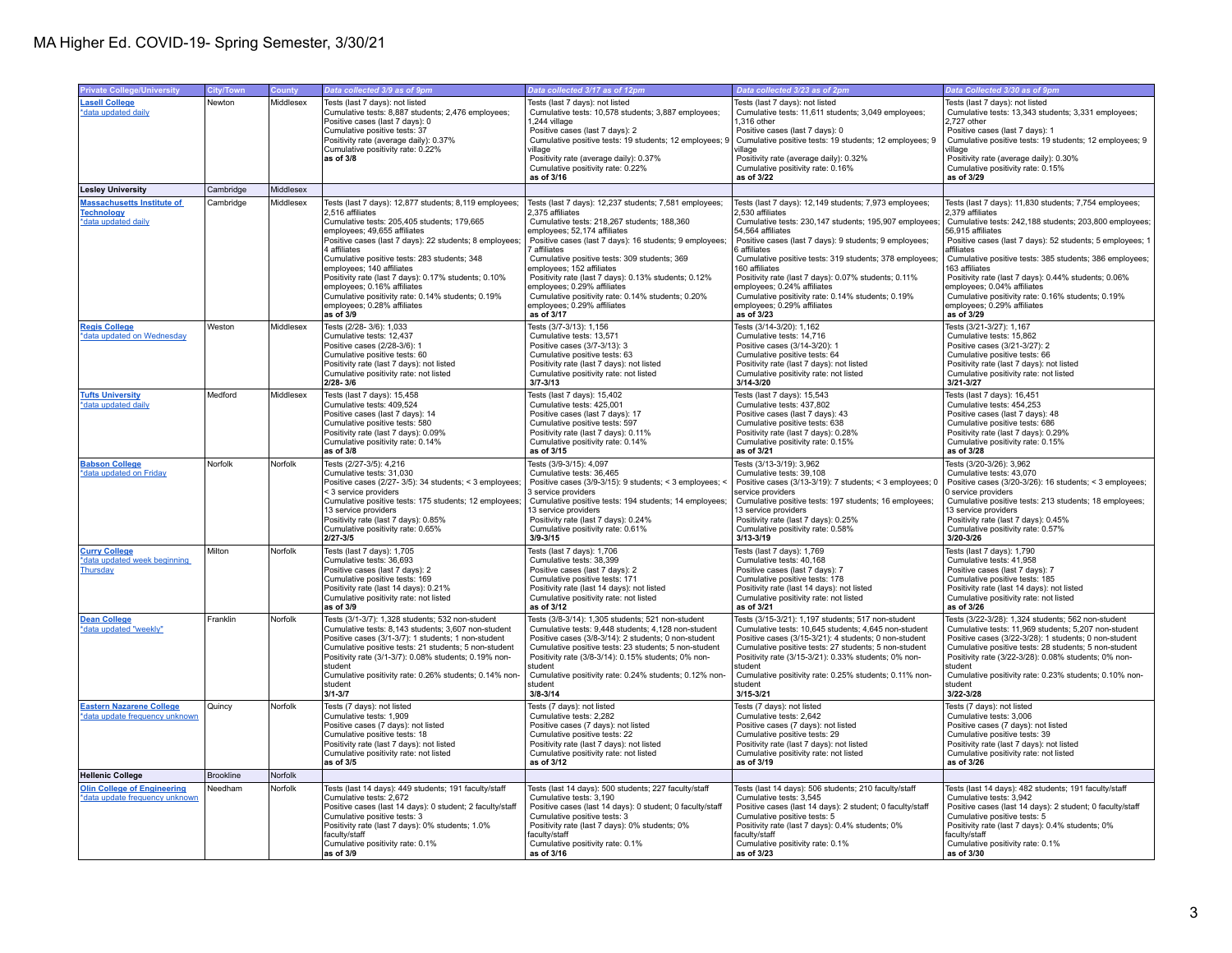# MA Higher Ed. COVID-19- Spring Semester, 3/30/21

| Private College/University | City/Town | County | Data collected 3/9 as of 9pm | Data collected 3/17 as of 12pm | Data collected 3/23 as of 2pm | Data Collected 3/30 as of 9pm |
|---|---|---|---|---|---|---|
| Lasell College<br>*data updated daily | Newton | Middlesex | Tests (last 7 days): not listed<br>Cumulative tests: 8,887 students; 2,476 employees;<br>Positive cases (last 7 days): 0<br>Cumulative positive tests: 37<br>Positivity rate (average daily): 0.37%<br>Cumulative positivity rate: 0.22%<br>**as of 3/8** | Tests (last 7 days): not listed<br>Cumulative tests: 10,578 students; 3,887 employees; 1,244 village<br>Positive cases (last 7 days): 2<br>Cumulative positive tests: 19 students; 12 employees; 9 village<br>Positivity rate (average daily): 0.37%<br>Cumulative positivity rate: 0.22%<br>**as of 3/16** | Tests (last 7 days): not listed<br>Cumulative tests: 11,611 students; 3,049 employees; 1,316 other<br>Positive cases (last 7 days): 0<br>Cumulative positive tests: 19 students; 12 employees; 9 village<br>Positivity rate (average daily): 0.32%<br>Cumulative positivity rate: 0.16%<br>**as of 3/22** | Tests (last 7 days): not listed<br>Cumulative tests: 13,343 students; 3,331 employees; 2,727 other<br>Positive cases (last 7 days): 1<br>Cumulative positive tests: 19 students; 12 employees; 9 village<br>Positivity rate (average daily): 0.30%<br>Cumulative positivity rate: 0.15%<br>**as of 3/29** |
| **Lesley University** | Cambridge | Middlesex | | | | |
| Massachusetts Institute of Technology<br>*data updated daily | Cambridge | Middlesex | Tests (last 7 days): 12,877 students; 8,119 employees; 2,516 affiliates<br>Cumulative tests: 205,405 students; 179,665 employees; 49,655 affiliates<br>Positive cases (last 7 days): 22 students; 8 employees; 4 affiliates<br>Cumulative positive tests: 283 students; 348 employees; 140 affiliates<br>Positivity rate (last 7 days): 0.17% students; 0.10% employees; 0.16% affiliates<br>Cumulative positivity rate: 0.14% students; 0.19% employees; 0.28% affiliates<br>**as of 3/9** | Tests (last 7 days): 12,237 students; 7,581 employees; 2,375 affiliates<br>Cumulative tests: 218,267 students; 188,360 employees; 52,174 affiliates<br>Positive cases (last 7 days): 16 students; 9 employees; 7 affiliates<br>Cumulative positive tests: 309 students; 369 employees; 152 affiliates<br>Positivity rate (last 7 days): 0.13% students; 0.12% employees; 0.29% affiliates<br>Cumulative positivity rate: 0.14% students; 0.20% employees; 0.29% affiliates<br>**as of 3/17** | Tests (last 7 days): 12,149 students; 7,973 employees; 2,530 affiliates<br>Cumulative tests: 230,147 students; 195,907 employees; 54,564 affiliates<br>Positive cases (last 7 days): 9 students; 9 employees; 6 affiliates<br>Cumulative positive tests: 319 students; 378 employees; 160 affiliates<br>Positivity rate (last 7 days): 0.07% students; 0.11% employees; 0.24% affiliates<br>Cumulative positivity rate: 0.14% students; 0.19% employees; 0.29% affiliates<br>**as of 3/23** | Tests (last 7 days): 11,830 students; 7,754 employees; 2,379 affiliates<br>Cumulative tests: 242,188 students; 203,800 employees; 56,915 affiliates<br>Positive cases (last 7 days): 52 students; 5 employees; 1 affiliates<br>Cumulative positive tests: 385 students; 386 employees; 163 affiliates<br>Positivity rate (last 7 days): 0.44% students; 0.06% employees; 0.04% affiliates<br>Cumulative positivity rate: 0.16% students; 0.19% employees; 0.29% affiliates<br>**as of 3/29** |
| Regis College<br>*data updated on Wednesday | Weston | Middlesex | Tests (2/28- 3/6): 1,033<br>Cumulative tests: 12,437<br>Positive cases (2/28-3/6): 1<br>Cumulative positive tests: 60<br>Positivity rate (last 7 days): not listed<br>Cumulative positivity rate: not listed<br>**2/28- 3/6** | Tests (3/7-3/13): 1,156<br>Cumulative tests: 13,571<br>Positive cases (3/7-3/13): 3<br>Cumulative positive tests: 63<br>Positivity rate (last 7 days): not listed<br>Cumulative positivity rate: not listed<br>**3/7-3/13** | Tests (3/14-3/20): 1,162<br>Cumulative tests: 14,716<br>Positive cases (3/14-3/20): 1<br>Cumulative positive tests: 64<br>Positivity rate (last 7 days): not listed<br>Cumulative positivity rate: not listed<br>**3/14-3/20** | Tests (3/21-3/27): 1,167<br>Cumulative tests: 15,862<br>Positive cases (3/21-3/27): 2<br>Cumulative positive tests: 66<br>Positivity rate (last 7 days): not listed<br>Cumulative positivity rate: not listed<br>**3/21-3/27** |
| Tufts University<br>*data updated daily | Medford | Middlesex | Tests (last 7 days): 15,458<br>Cumulative tests: 409,524<br>Positive cases (last 7 days): 14<br>Cumulative positive tests: 580<br>Positivity rate (last 7 days): 0.09%<br>Cumulative positivity rate: 0.14%<br>**as of 3/8** | Tests (last 7 days): 15,402<br>Cumulative tests: 425,001<br>Positive cases (last 7 days): 17<br>Cumulative positive tests: 597<br>Positivity rate (last 7 days): 0.11%<br>Cumulative positivity rate: 0.14%<br>**as of 3/15** | Tests (last 7 days): 15,543<br>Cumulative tests: 437,802<br>Positive cases (last 7 days): 43<br>Cumulative positive tests: 638<br>Positivity rate (last 7 days): 0.28%<br>Cumulative positivity rate: 0.15%<br>**as of 3/21** | Tests (last 7 days): 16,451<br>Cumulative tests: 454,253<br>Positive cases (last 7 days): 48<br>Cumulative positive tests: 686<br>Positivity rate (last 7 days): 0.29%<br>Cumulative positivity rate: 0.15%<br>**as of 3/28** |
| Babson College<br>*data updated on Friday | Norfolk | Norfolk | Tests (2/27-3/5): 4,216<br>Cumulative tests: 31,030<br>Positive cases (2/27- 3/5): 34 students; < 3 employees; < 3 service providers<br>Cumulative positive tests: 175 students; 12 employees; 13 service providers<br>Positivity rate (last 7 days): 0.85%<br>Cumulative positivity rate: 0.65%<br>**2/27-3/5** | Tests (3/9-3/15): 4,097<br>Cumulative tests: 36,465<br>Positive cases (3/9-3/15): 9 students; < 3 employees; < 3 service providers<br>Cumulative positive tests: 194 students; 14 employees; 13 service providers<br>Positivity rate (last 7 days): 0.24%<br>Cumulative positivity rate: 0.61%<br>**3/9-3/15** | Tests (3/13-3/19): 3,962<br>Cumulative tests: 39,108<br>Positive cases (3/13-3/19): 7 students; < 3 employees; 0 service providers<br>Cumulative positive tests: 197 students; 16 employees; 13 service providers<br>Positivity rate (last 7 days): 0.25%<br>Cumulative positivity rate: 0.58%<br>**3/13-3/19** | Tests (3/20-3/26): 3,962<br>Cumulative tests: 43,070<br>Positive cases (3/20-3/26): 16 students; < 3 employees; 0 service providers<br>Cumulative positive tests: 213 students; 18 employees; 13 service providers<br>Positivity rate (last 7 days): 0.45%<br>Cumulative positivity rate: 0.57%<br>**3/20-3/26** |
| Curry College<br>*data updated week beginning Thursday | Milton | Norfolk | Tests (last 7 days): 1,705<br>Cumulative tests: 36,693<br>Positive cases (last 7 days): 2<br>Cumulative positive tests: 169<br>Positivity rate (last 14 days): 0.21%<br>Cumulative positivity rate: not listed<br>**as of 3/9** | Tests (last 7 days): 1,706<br>Cumulative tests: 38,399<br>Positive cases (last 7 days): 2<br>Cumulative positive tests: 171<br>Positivity rate (last 14 days): not listed<br>Cumulative positivity rate: not listed<br>**as of 3/12** | Tests (last 7 days): 1,769<br>Cumulative tests: 40,168<br>Positive cases (last 7 days): 7<br>Cumulative positive tests: 178<br>Positivity rate (last 14 days): not listed<br>Cumulative positivity rate: not listed<br>**as of 3/21** | Tests (last 7 days): 1,790<br>Cumulative tests: 41,958<br>Positive cases (last 7 days): 7<br>Cumulative positive tests: 185<br>Positivity rate (last 14 days): not listed<br>Cumulative positivity rate: not listed<br>**as of 3/26** |
| Dean College<br>*data updated "weekly" | Franklin | Norfolk | Tests (3/1-3/7): 1,328 students; 532 non-student<br>Cumulative tests: 8,143 students; 3,607 non-student<br>Positive cases (3/1-3/7): 1 students; 1 non-student<br>Cumulative positive tests: 21 students; 5 non-student<br>Positivity rate (3/1-3/7): 0.08% students; 0.19% non-student<br>Cumulative positivity rate: 0.26% students; 0.14% non-student<br>**3/1-3/7** | Tests (3/8-3/14): 1,305 students; 521 non-student<br>Cumulative tests: 9,448 students; 4,128 non-student<br>Positive cases (3/8-3/14): 2 students; 0 non-student<br>Cumulative positive tests: 23 students; 5 non-student<br>Positivity rate (3/8-3/14): 0.15% students; 0% non-student<br>Cumulative positivity rate: 0.24% students; 0.12% non-student<br>**3/8-3/14** | Tests (3/15-3/21): 1,197 students; 517 non-student<br>Cumulative tests: 10,645 students; 4,645 non-student<br>Positive cases (3/15-3/21): 4 students; 0 non-student<br>Cumulative positive tests: 27 students; 5 non-student<br>Positivity rate (3/15-3/21): 0.33% students; 0% non-student<br>Cumulative positivity rate: 0.25% students; 0.11% non-student<br>**3/15-3/21** | Tests (3/22-3/28): 1,324 students; 562 non-student<br>Cumulative tests: 11,969 students; 5,207 non-student<br>Positive cases (3/22-3/28): 1 students; 0 non-student<br>Cumulative positive tests: 28 students; 5 non-student<br>Positivity rate (3/22-3/28): 0.08% students; 0% non-student<br>Cumulative positivity rate: 0.23% students; 0.10% non-student<br>**3/22-3/28** |
| Eastern Nazarene College<br>*data update frequency unknown | Quincy | Norfolk | Tests (7 days): not listed<br>Cumulative tests: 1,909<br>Positive cases (7 days): not listed<br>Cumulative positive tests: 18<br>Positivity rate (last 7 days): not listed<br>Cumulative positivity rate: not listed<br>**as of 3/5** | Tests (7 days): not listed<br>Cumulative tests: 2,282<br>Positive cases (7 days): not listed<br>Cumulative positive tests: 22<br>Positivity rate (last 7 days): not listed<br>Cumulative positivity rate: not listed<br>**as of 3/12** | Tests (7 days): not listed<br>Cumulative tests: 2,642<br>Positive cases (7 days): not listed<br>Cumulative positive tests: 29<br>Positivity rate (last 7 days): not listed<br>Cumulative positivity rate: not listed<br>**as of 3/19** | Tests (7 days): not listed<br>Cumulative tests: 3,006<br>Positive cases (7 days): not listed<br>Cumulative positive tests: 39<br>Positivity rate (last 7 days): not listed<br>Cumulative positivity rate: not listed<br>**as of 3/26** |
| **Hellenic College** | Brookline | Norfolk | | | | |
| Olin College of Engineering<br>*data update frequency unknown | Needham | Norfolk | Tests (last 14 days): 449 students; 191 faculty/staff<br>Cumulative tests: 2,672<br>Positive cases (last 14 days): 0 student; 2 faculty/staff<br>Cumulative positive tests: 3<br>Positivity rate (last 7 days): 0% students; 1.0% faculty/staff<br>Cumulative positivity rate: 0.1%<br>**as of 3/9** | Tests (last 14 days): 500 students; 227 faculty/staff<br>Cumulative tests: 3,190<br>Positive cases (last 14 days): 0 student; 0 faculty/staff<br>Cumulative positive tests: 3<br>Positivity rate (last 7 days): 0% students; 0% faculty/staff<br>Cumulative positivity rate: 0.1%<br>**as of 3/16** | Tests (last 14 days): 506 students; 210 faculty/staff<br>Cumulative tests: 3,545<br>Positive cases (last 14 days): 2 student; 0 faculty/staff<br>Cumulative positive tests: 5<br>Positivity rate (last 7 days): 0.4% students; 0% faculty/staff<br>Cumulative positivity rate: 0.1%<br>**as of 3/23** | Tests (last 14 days): 482 students; 191 faculty/staff<br>Cumulative tests: 3,942<br>Positive cases (last 14 days): 2 student; 0 faculty/staff<br>Cumulative positive tests: 5<br>Positivity rate (last 7 days): 0.4% students; 0% faculty/staff<br>Cumulative positivity rate: 0.1%<br>**as of 3/30** |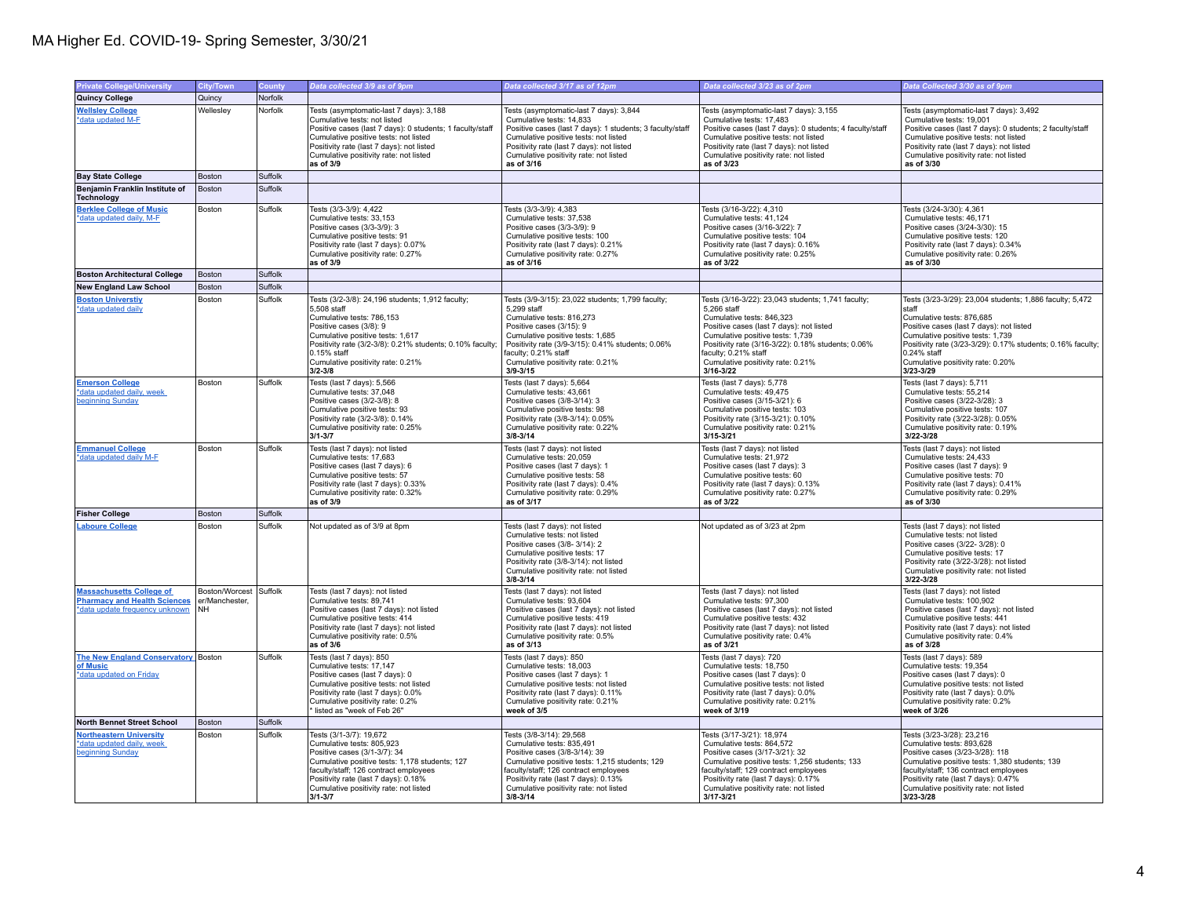# MA Higher Ed. COVID-19- Spring Semester, 3/30/21

| Private College/University | City/Town | County | Data collected 3/9 as of 9pm | Data collected 3/17 as of 12pm | Data collected 3/23 as of 2pm | Data Collected 3/30 as of 9pm |
|---|---|---|---|---|---|---|
| **Quincy College** | Quincy | Norfolk | | | | |
| Wellesley College<br>*data updated M-F | Wellesley | Norfolk | Tests (asymptomatic-last 7 days): 3,188<br>Cumulative tests: not listed<br>Positive cases (last 7 days): 0 students; 1 faculty/staff<br>Cumulative positive tests: not listed<br>Positivity rate (last 7 days): not listed<br>Cumulative positivity rate: not listed<br>**as of 3/9** | Tests (asymptomatic-last 7 days): 3,844<br>Cumulative tests: 14,833<br>Positive cases (last 7 days): 1 students; 3 faculty/staff<br>Cumulative positive tests: not listed<br>Positivity rate (last 7 days): not listed<br>Cumulative positivity rate: not listed<br>**as of 3/16** | Tests (asymptomatic-last 7 days): 3,155<br>Cumulative tests: 17,483<br>Positive cases (last 7 days): 0 students; 4 faculty/staff<br>Cumulative positive tests: not listed<br>Positivity rate (last 7 days): not listed<br>Cumulative positivity rate: not listed<br>**as of 3/23** | Tests (asymptomatic-last 7 days): 3,492<br>Cumulative tests: 19,001<br>Positive cases (last 7 days): 0 students; 2 faculty/staff<br>Cumulative positive tests: not listed<br>Positivity rate (last 7 days): not listed<br>Cumulative positivity rate: not listed<br>**as of 3/30** |
| **Bay State College** | Boston | Suffolk | | | | |
| **Benjamin Franklin Institute of Technology** | Boston | Suffolk | | | | |
| Berklee College of Music<br>*data updated daily, M-F | Boston | Suffolk | Tests (3/3-3/9): 4,422<br>Cumulative tests: 33,153<br>Positive cases (3/3-3/9): 3<br>Cumulative positive tests: 91<br>Positivity rate (last 7 days): 0.07%<br>Cumulative positivity rate: 0.27%<br>**as of 3/9** | Tests (3/3-3/9): 4,383<br>Cumulative tests: 37,538<br>Positive cases (3/3-3/9): 9<br>Cumulative positive tests: 100<br>Positivity rate (last 7 days): 0.21%<br>Cumulative positivity rate: 0.27%<br>**as of 3/16** | Tests (3/16-3/22): 4,310<br>Cumulative tests: 41,124<br>Positive cases (3/16-3/22): 7<br>Cumulative positive tests: 104<br>Positivity rate (last 7 days): 0.16%<br>Cumulative positivity rate: 0.25%<br>**as of 3/22** | Tests (3/24-3/30): 4,361<br>Cumulative tests: 46,171<br>Positive cases (3/24-3/30): 15<br>Cumulative positive tests: 120<br>Positivity rate (last 7 days): 0.34%<br>Cumulative positivity rate: 0.26%<br>**as of 3/30** |
| **Boston Architectural College** | Boston | Suffolk | | | | |
| **New England Law School** | Boston | Suffolk | | | | |
| Boston Universtiy<br>*data updated daily | Boston | Suffolk | Tests (3/2-3/8): 24,196 students; 1,912 faculty; 5,508 staff<br>Cumulative tests: 786,153<br>Positive cases (3/8): 9<br>Cumulative positive tests: 1,617<br>Positivity rate (3/2-3/8): 0.21% students; 0.10% faculty; 0.15% staff<br>Cumulative positivity rate: 0.21%<br>**3/2-3/8** | Tests (3/9-3/15): 23,022 students; 1,799 faculty; 5,299 staff<br>Cumulative tests: 816,273<br>Positive cases (3/15): 9<br>Cumulative positive tests: 1,685<br>Positivity rate (3/9-3/15): 0.41% students; 0.06% faculty; 0.21% staff<br>Cumulative positivity rate: 0.21%<br>**3/9-3/15** | Tests (3/16-3/22): 23,043 students; 1,741 faculty; 5,266 staff<br>Cumulative tests: 846,323<br>Positive cases (last 7 days): not listed<br>Cumulative positive tests: 1,739<br>Positivity rate (3/16-3/22): 0.18% students; 0.06% faculty; 0.24% staff<br>Cumulative positivity rate: 0.21%<br>**3/16-3/22** | Tests (3/23-3/29): 23,004 students; 1,886 faculty; 5,472 staff<br>Cumulative tests: 876,685<br>Positive cases (last 7 days): not listed<br>Cumulative positive tests: 1,739<br>Positivity rate (3/23-3/29): 0.17% students; 0.16% faculty; 0.24% staff<br>Cumulative positivity rate: 0.20%<br>**3/23-3/29** |
| Emerson College<br>*data updated daily, week beginning Sunday | Boston | Suffolk | Tests (last 7 days): 5,566<br>Cumulative tests: 37,048<br>Positive cases (3/2-3/8): 8<br>Cumulative positive tests: 93<br>Positivity rate (3/2-3/8): 0.14%<br>Cumulative positivity rate: 0.25%<br>**3/1-3/7** | Tests (last 7 days): 5,664<br>Cumulative tests: 43,661<br>Positive cases (3/8-3/14): 3<br>Cumulative positive tests: 98<br>Positivity rate (3/8-3/14): 0.05%<br>Cumulative positivity rate: 0.22%<br>**3/8-3/14** | Tests (last 7 days): 5,778<br>Cumulative tests: 49,475<br>Positive cases (3/15-3/21): 6<br>Cumulative positive tests: 103<br>Positivity rate (3/15-3/21): 0.10%<br>Cumulative positivity rate: 0.21%<br>**3/15-3/21** | Tests (last 7 days): 5,711<br>Cumulative tests: 55,214<br>Positive cases (3/22-3/28): 3<br>Cumulative positive tests: 107<br>Positivity rate (3/22-3/28): 0.05%<br>Cumulative positivity rate: 0.19%<br>**3/22-3/28** |
| Emmanuel College<br>*data updated daily M-F | Boston | Suffolk | Tests (last 7 days): not listed<br>Cumulative tests: 17,683<br>Positive cases (last 7 days): 6<br>Cumulative positive tests: 57<br>Positivity rate (last 7 days): 0.33%<br>Cumulative positivity rate: 0.32%<br>**as of 3/9** | Tests (last 7 days): not listed<br>Cumulative tests: 20,059<br>Positive cases (last 7 days): 1<br>Cumulative positive tests: 58<br>Positivity rate (last 7 days): 0.4%<br>Cumulative positivity rate: 0.29%<br>**as of 3/17** | Tests (last 7 days): not listed<br>Cumulative tests: 21,972<br>Positive cases (last 7 days): 3<br>Cumulative positive tests: 60<br>Positivity rate (last 7 days): 0.13%<br>Cumulative positivity rate: 0.27%<br>**as of 3/22** | Tests (last 7 days): not listed<br>Cumulative tests: 24,433<br>Positive cases (last 7 days): 9<br>Cumulative positive tests: 70<br>Positivity rate (last 7 days): 0.41%<br>Cumulative positivity rate: 0.29%<br>**as of 3/30** |
| **Fisher College** | Boston | Suffolk | | | | |
| Laboure College | Boston | Suffolk | Not updated as of 3/9 at 8pm | Tests (last 7 days): not listed<br>Cumulative tests: not listed<br>Positive cases (3/8- 3/14): 2<br>Cumulative positive tests: 17<br>Positivity rate (3/8-3/14): not listed<br>Cumulative positivity rate: not listed<br>**3/8-3/14** | Not updated as of 3/23 at 2pm | Tests (last 7 days): not listed<br>Cumulative tests: not listed<br>Positive cases (3/22- 3/28): 0<br>Cumulative positive tests: 17<br>Positivity rate (3/22-3/28): not listed<br>Cumulative positivity rate: not listed<br>**3/22-3/28** |
| Massachusetts College of Pharmacy and Health Sciences<br>*data update frequency unknown | Boston/Worcester/Manchester, NH | Suffolk | Tests (last 7 days): not listed<br>Cumulative tests: 89,741<br>Positive cases (last 7 days): not listed<br>Cumulative positive tests: 414<br>Positivity rate (last 7 days): not listed<br>Cumulative positivity rate: 0.5%<br>**as of 3/6** | Tests (last 7 days): not listed<br>Cumulative tests: 93,604<br>Positive cases (last 7 days): not listed<br>Cumulative positive tests: 419<br>Positivity rate (last 7 days): not listed<br>Cumulative positivity rate: 0.5%<br>**as of 3/13** | Tests (last 7 days): not listed<br>Cumulative tests: 97,300<br>Positive cases (last 7 days): not listed<br>Cumulative positive tests: 432<br>Positivity rate (last 7 days): not listed<br>Cumulative positivity rate: 0.4%<br>**as of 3/21** | Tests (last 7 days): not listed<br>Cumulative tests: 100,902<br>Positive cases (last 7 days): not listed<br>Cumulative positive tests: 441<br>Positivity rate (last 7 days): not listed<br>Cumulative positivity rate: 0.4%<br>**as of 3/28** |
| The New England Conservatory of Music<br>*data updated on Friday | Boston | Suffolk | Tests (last 7 days): 850<br>Cumulative tests: 17,147<br>Positive cases (last 7 days): 0<br>Cumulative positive tests: not listed<br>Positivity rate (last 7 days): 0.0%<br>Cumulative positivity rate: 0.2%<br>* listed as "week of Feb 26" | Tests (last 7 days): 850<br>Cumulative tests: 18,003<br>Positive cases (last 7 days): 1<br>Cumulative positive tests: not listed<br>Positivity rate (last 7 days): 0.11%<br>Cumulative positivity rate: 0.21%<br>**week of 3/5** | Tests (last 7 days): 720<br>Cumulative tests: 18,750<br>Positive cases (last 7 days): 0<br>Cumulative positive tests: not listed<br>Positivity rate (last 7 days): 0.0%<br>Cumulative positivity rate: 0.21%<br>**week of 3/19** | Tests (last 7 days): 589<br>Cumulative tests: 19,354<br>Positive cases (last 7 days): 0<br>Cumulative positive tests: not listed<br>Positivity rate (last 7 days): 0.0%<br>Cumulative positivity rate: 0.2%<br>**week of 3/26** |
| **North Bennet Street School** | Boston | Suffolk | | | | |
| Northeastern University<br>*data updated daily, week beginning Sunday | Boston | Suffolk | Tests (3/1-3/7): 19,672<br>Cumulative tests: 805,923<br>Positive cases (3/1-3/7): 34<br>Cumulative positive tests: 1,178 students; 127 faculty/staff; 126 contract employees<br>Positivity rate (last 7 days): 0.18%<br>Cumulative positivity rate: not listed<br>**3/1-3/7** | Tests (3/8-3/14): 29,568<br>Cumulative tests: 835,491<br>Positive cases (3/8-3/14): 39<br>Cumulative positive tests: 1,215 students; 129 faculty/staff; 126 contract employees<br>Positivity rate (last 7 days): 0.13%<br>Cumulative positivity rate: not listed<br>**3/8-3/14** | Tests (3/17-3/21): 18,974<br>Cumulative tests: 864,572<br>Positive cases (3/17-3/21): 32<br>Cumulative positive tests: 1,256 students; 133 faculty/staff; 129 contract employees<br>Positivity rate (last 7 days): 0.17%<br>Cumulative positivity rate: not listed<br>**3/17-3/21** | Tests (3/23-3/28): 23,216<br>Cumulative tests: 893,628<br>Positive cases (3/23-3/28): 118<br>Cumulative positive tests: 1,380 students; 139 faculty/staff; 136 contract employees<br>Positivity rate (last 7 days): 0.47%<br>Cumulative positivity rate: not listed<br>**3/23-3/28** |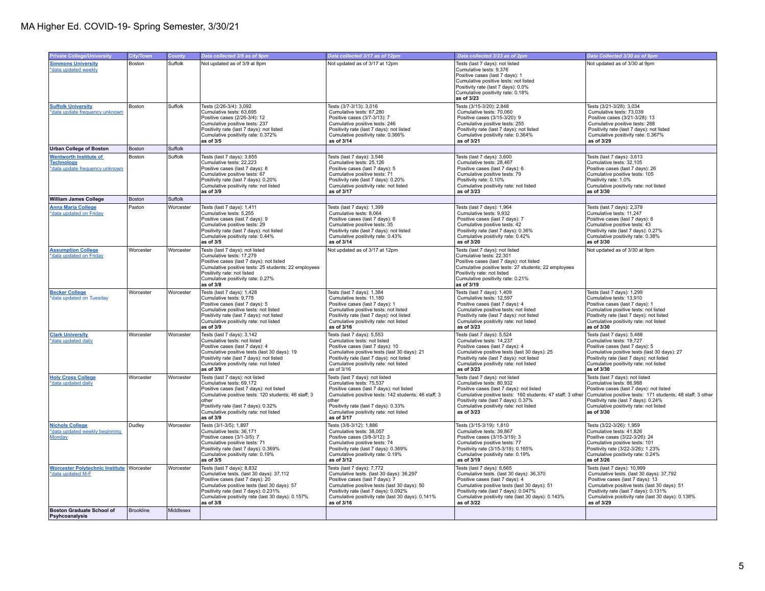# MA Higher Ed. COVID-19- Spring Semester, 3/30/21

| Private College/University | City/Town | County | Data collected 3/9 as of 9pm | Data collected 3/17 as of 12pm | Data collected 3/23 as of 2pm | Data Collected 3/30 as of 9pm |
|---|---|---|---|---|---|---|
| Simmons University<br>*data updated weekly | Boston | Suffolk | Not updated as of 3/9 at 8pm | Not updated as of 3/17 at 12pm | Tests (last 7 days): not listed<br>Cumulative tests: 9,376<br>Positive cases (last 7 days): 1<br>Cumulative positive tests: not listed<br>Positivity rate (last 7 days): 0.0%<br>Cumulative positivity rate: 0.18%<br>**as of 3/23** | Not updated as of 3/30 at 9pm |
| Suffolk University<br>*data update frequency unknown | Boston | Suffolk | Tests (2/26-3/4): 3,092<br>Cumulative tests: 63,695<br>Positive cases (2/26-3/4): 12<br>Cumulative positive tests: 237<br>Positivity rate (last 7 days): not listed<br>Cumulative positivity rate: 0.372%<br>**as of 3/5** | Tests (3/7-3/13): 3,016<br>Cumulative tests: 67,280<br>Positive cases (3/7-3/13): 7<br>Cumulative positive tests: 246<br>Positivity rate (last 7 days): not listed<br>Cumulative positivity rate: 0.366%<br>**as of 3/14** | Tests (3/15-3/20): 2,848<br>Cumulative tests: 70,060<br>Positive cases (3/15-3/20): 9<br>Cumulative positive tests: 255<br>Positivity rate (last 7 days): not listed<br>Cumulative positivity rate: 0.364%<br>**as of 3/21** | Tests (3/21-3/28): 3,034<br>Cumulative tests: 73,039<br>Positive cases (3/21-3/28): 13<br>Cumulative positive tests: 268<br>Positivity rate (last 7 days): not listed<br>Cumulative positivity rate: 0.367%<br>**as of 3/29** |
| **Urban College of Boston** | Boston | Suffolk | | | | |
| Wentworth Institute of Technology<br>*data update frequency unknown | Boston | Suffolk | Tests (last 7 days): 3,655<br>Cumulative tests: 22,223<br>Positive cases (last 7 days): 8<br>Cumulative positive tests: 67<br>Positivity rate (last 7 days): 0.20%<br>Cumulative positivity rate: not listed<br>**as of 3/9** | Tests (last 7 days): 3,546<br>Cumulative tests: 25,126<br>Positive cases (last 7 days): 5<br>Cumulative positive tests: 71<br>Positivity rate (last 7 days): 0.20%<br>Cumulative positivity rate: not listed<br>**as of 3/17** | Tests (last 7 days): 3,600<br>Cumulative tests: 28,467<br>Positive cases (last 7 days): 6<br>Cumulative positive tests: 79<br>Positivity rate: 0.10%<br>Cumulative positivity rate: not listed<br>**as of 3/23** | Tests (last 7 days): 3,613<br>Cumulative tests: 32,105<br>Positive cases (last 7 days): 26<br>Cumulative positive tests: 105<br>Positivity rate: 1.0%<br>Cumulative positivity rate: not listed<br>**as of 3/30** |
| **William James College** | Boston | Suffolk | | | | |
| Anna Maria College<br>*data updated on Friday | Paxton | Worcester | Tests (last 7 days): 1,411<br>Cumulative tests: 5,255<br>Positive cases (last 7 days): 9<br>Cumulative positive tests: 29<br>Positivity rate (last 7 days): not listed<br>Cumulative positivity rate: 0.44%<br>**as of 3/5** | Tests (last 7 days): 1,399<br>Cumulative tests: 8,064<br>Positive cases (last 7 days): 6<br>Cumulative positive tests: 35<br>Positivity rate (last 7 days): not listed<br>Cumulative positivity rate: 0.43%<br>**as of 3/14** | Tests (last 7 days): 1,964<br>Cumulative tests: 9,932<br>Positive cases (last 7 days): 7<br>Cumulative positive tests: 42<br>Positivity rate (last 7 days): 0.36%<br>Cumulative positivity rate: 0.42%<br>**as of 3/20** | Tests (last 7 days): 2,379<br>Cumulative tests: 11,247<br>Positive cases (last 7 days): 6<br>Cumulative positive tests: 43<br>Positivity rate (last 7 days): 0.27%<br>Cumulative positivity rate: 0.38%<br>**as of 3/30** |
| Assumption College<br>*data updated on Friday | Worcester | Worcester | Tests (last 7 days): not listed<br>Cumulative tests: 17,279<br>Positive cases (last 7 days): not listed<br>Cumulative positive tests: 25 students; 22 employees<br>Positivity rate: not listed<br>Cumulative positivity rate: 0.27%<br>**as of 3/8** | Not updated as of 3/17 at 12pm | Tests (last 7 days): not listed<br>Cumulative tests: 22,301<br>Positive cases (last 7 days): not listed<br>Cumulative positive tests: 27 students; 22 employees<br>Positivity rate: not listed<br>Cumulative positivity rate: 0.21%<br>**as of 3/19** | Not updated as of 3/30 at 9pm |
| Becker College<br>*data updated on Tuesday | Worcester | Worcester | Tests (last 7 days): 1,428<br>Cumulative tests: 9,778<br>Positive cases (last 7 days): 5<br>Cumulative positive tests: not listed<br>Positivity rate (last 7 days): not listed<br>Cumulative positivity rate: not listed<br>**as of 3/9** | Tests (last 7 days): 1,384<br>Cumulative tests: 11,180<br>Positive cases (last 7 days): 1<br>Cumulative positive tests: not listed<br>Positivity rate (last 7 days): not listed<br>Cumulative positivity rate: not listed<br>**as of 3/16** | Tests (last 7 days): 1,409<br>Cumulative tests: 12,597<br>Positive cases (last 7 days): 4<br>Cumulative positive tests: not listed<br>Positivity rate (last 7 days): not listed<br>Cumulative positivity rate: not listed<br>**as of 3/23** | Tests (last 7 days): 1,299<br>Cumulative tests: 13,910<br>Positive cases (last 7 days): 1<br>Cumulative positive tests: not listed<br>Positivity rate (last 7 days): not listed<br>Cumulative positivity rate: not listed<br>**as of 3/30** |
| Clark University<br>*data updated daily | Worcester | Worcester | Tests (last 7 days): 3,142<br>Cumulative tests: not listed<br>Positive cases (last 7 days): 4<br>Cumulative positive tests (last 30 days): 19<br>Positivity rate (last 7 days): not listed<br>Cumulative positivity rate: not listed<br>**as of 3/9** | Tests (last 7 days): 5,553<br>Cumulative tests: not listed<br>Positive cases (last 7 days): 10<br>Cumulative positive tests (last 30 days): 21<br>Positivity rate (last 7 days): not listed<br>Cumulative positivity rate: not listed<br>as of 3/16 | Tests (last 7 days): 5,524<br>Cumulative tests: 14,237<br>Positive cases (last 7 days): 4<br>Cumulative positive tests (last 30 days): 25<br>Positivity rate (last 7 days): not listed<br>Cumulative positivity rate: not listed<br>**as of 3/23** | Tests (last 7 days): 5,488<br>Cumulative tests: 19,727<br>Positive cases (last 7 days): 5<br>Cumulative positive tests (last 30 days): 27<br>Positivity rate (last 7 days): not listed<br>Cumulative positivity rate: not listed<br>**as of 3/30** |
| Holy Cross College<br>*data updated daily | Worcester | Worcester | Tests (last 7 days): not listed<br>Cumulative tests: 69,172<br>Positive cases (last 7 days): not listed<br>Cumulative positive tests: 120 students; 46 staff; 3 other<br>Positivity rate (last 7 days): 0.32%<br>Cumulative positivity rate: not listed<br>**as of 3/9** | Tests (last 7 days): not listed<br>Cumulative tests: 75,537<br>Positive cases (last 7 days): not listed<br>Cumulative positive tests: 142 students; 46 staff; 3 other<br>Positivity rate (last 7 days): 0.33%<br>Cumulative positivity rate: not listed<br>**as of 3/17** | Tests (last 7 days): not listed<br>Cumulative tests: 80,932<br>Positive cases (last 7 days): not listed<br>Cumulative positive tests: 160 students; 47 staff; 3 other<br>Positivity rate (last 7 days): 0.37%<br>Cumulative positivity rate: not listed<br>**as of 3/23** | Tests (last 7 days): not listed<br>Cumulative tests: 86,988<br>Positive cases (last 7 days): not listed<br>Cumulative positive tests: 171 students; 48 staff; 3 other<br>Positivity rate (last 7 days): 0.24%<br>Cumulative positivity rate: not listed<br>**as of 3/30** |
| Nichols College<br>*data updated weekly beginning Monday | Dudley | Worcester | Tests (3/1-3/5): 1,897<br>Cumulative tests: 36,171<br>Positive cases (3/1-3/5): 7<br>Cumulative positive tests: 71<br>Positivity rate (last 7 days): 0.369%<br>Cumulative positivity rate: 0.19%<br>**as of 3/5** | Tests (3/8-3/12): 1,886<br>Cumulative tests: 38,057<br>Positive cases (3/8-3/12): 3<br>Cumulative positive tests: 74<br>Positivity rate (last 7 days): 0.369%<br>Cumulative positivity rate: 0.19%<br>**as of 3/12** | Tests (3/15-3/19): 1,810<br>Cumulative tests: 39,867<br>Positive cases (3/15-3/19): 3<br>Cumulative positive tests: 77<br>Positivity rate (3/15-3/19): 0.165%<br>Cumulative positivity rate: 0.19%<br>**as of 3/19** | Tests (3/22-3/26): 1,959<br>Cumulative tests: 41,826<br>Positive cases (3/22-3/26): 24<br>Cumulative positive tests: 101<br>Positivity rate (3/22-3/26): 1.23%<br>Cumulative positivity rate: 0.24%<br>**as of 3/26** |
| Worcester Polytechnic Institute<br>*data updated M-F | Worcester | Worcester | Tests (last 7 days): 8,832<br>Cumulative tests. (last 30 days): 37,112<br>Positive cases (last 7 days): 20<br>Cumulative positive tests (last 30 days): 57<br>Positivity rate (last 7 days): 0.231%<br>Cumulative positivity rate (last 30 days): 0.157%<br>**as of 3/8** | Tests (last 7 days): 7,772<br>Cumulative tests. (last 30 days): 36,297<br>Positive cases (last 7 days): 7<br>Cumulative positive tests (last 30 days): 50<br>Positivity rate (last 7 days): 0.092%<br>Cumulative positivity rate (last 30 days): 0.141%<br>**as of 3/16** | Tests (last 7 days): 8,665<br>Cumulative tests. (last 30 days): 36,370<br>Positive cases (last 7 days): 4<br>Cumulative positive tests (last 30 days): 51<br>Positivity rate (last 7 days): 0.047%<br>Cumulative positivity rate (last 30 days): 0.143%<br>**as of 3/22** | Tests (last 7 days): 10,999<br>Cumulative tests. (last 30 days): 37,792<br>Positive cases (last 7 days): 13<br>Cumulative positive tests (last 30 days): 51<br>Positivity rate (last 7 days): 0.131%<br>Cumulative positivity rate (last 30 days): 0.138%<br>**as of 3/29** |
| **Boston Graduate School of Pshycoanalysis** | Brookline | Middlesex | | | | |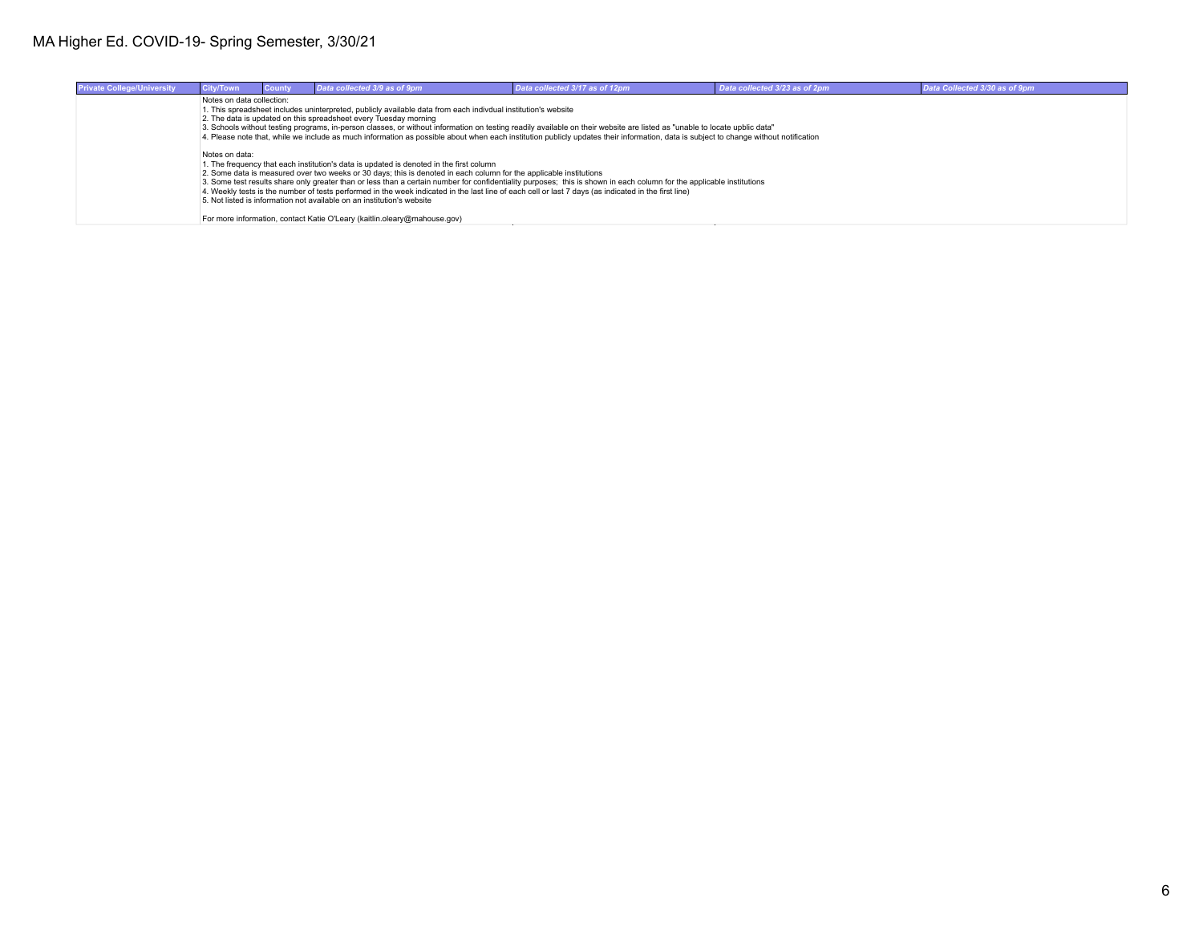| Private College/University | City/Town | County | *Data collected 3/9 as of 9pm* | *Data collected 3/17 as of 12pm* | *Data collected 3/23 as of 2pm* | *Data Collected 3/30 as of 9pm* |
|---|---|---|---|---|---|---|
| | Notes on data collection:<br>1. This spreadsheet includes uninterpreted, publicly available data from each indivdual institution's website<br>2. The data is updated on this spreadsheet every Tuesday morning<br>3. Schools without testing programs, in-person classes, or without information on testing readily available on their website are listed as "unable to locate upblic data"<br>4. Please note that, while we include as much information as possible about when each institution publicly updates their information, data is subject to change without notification<br><br>Notes on data:<br>1. The frequency that each institution's data is updated is denoted in the first column<br>2. Some data is measured over two weeks or 30 days; this is denoted in each column for the applicable institutions<br>3. Some test results share only greater than or less than a certain number for confidentiality purposes; this is shown in each column for the applicable institutions<br>4. Weekly tests is the number of tests performed in the week indicated in the last line of each cell or last 7 days (as indicated in the first line)<br>5. Not listed is information not available on an institution's website<br><br>For more information, contact Katie O'Leary (kaitlin.oleary@mahouse.gov) | | | | | |